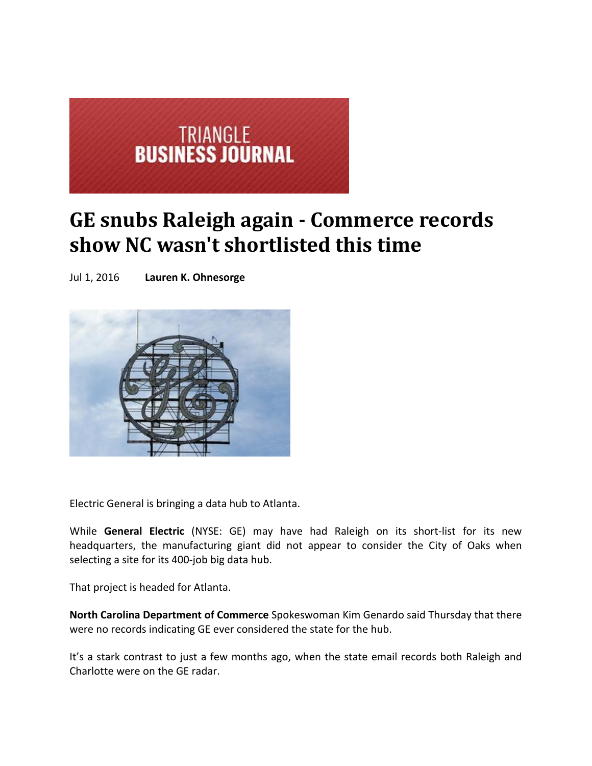TRIANGLE
**BUSINESS JOURNAL**

# GE snubs Raleigh again - Commerce records show NC wasn't shortlisted this time

Jul 1, 2016 **Lauren K. Ohnesorge**

Electric General is bringing a data hub to Atlanta.

While **General Electric** (NYSE: GE) may have had Raleigh on its short-list for its new headquarters, the manufacturing giant did not appear to consider the City of Oaks when selecting a site for its 400-job big data hub.

That project is headed for Atlanta.

**North Carolina Department of Commerce** Spokeswoman Kim Genardo said Thursday that there were no records indicating GE ever considered the state for the hub.

It's a stark contrast to just a few months ago, when the state email records both Raleigh and Charlotte were on the GE radar.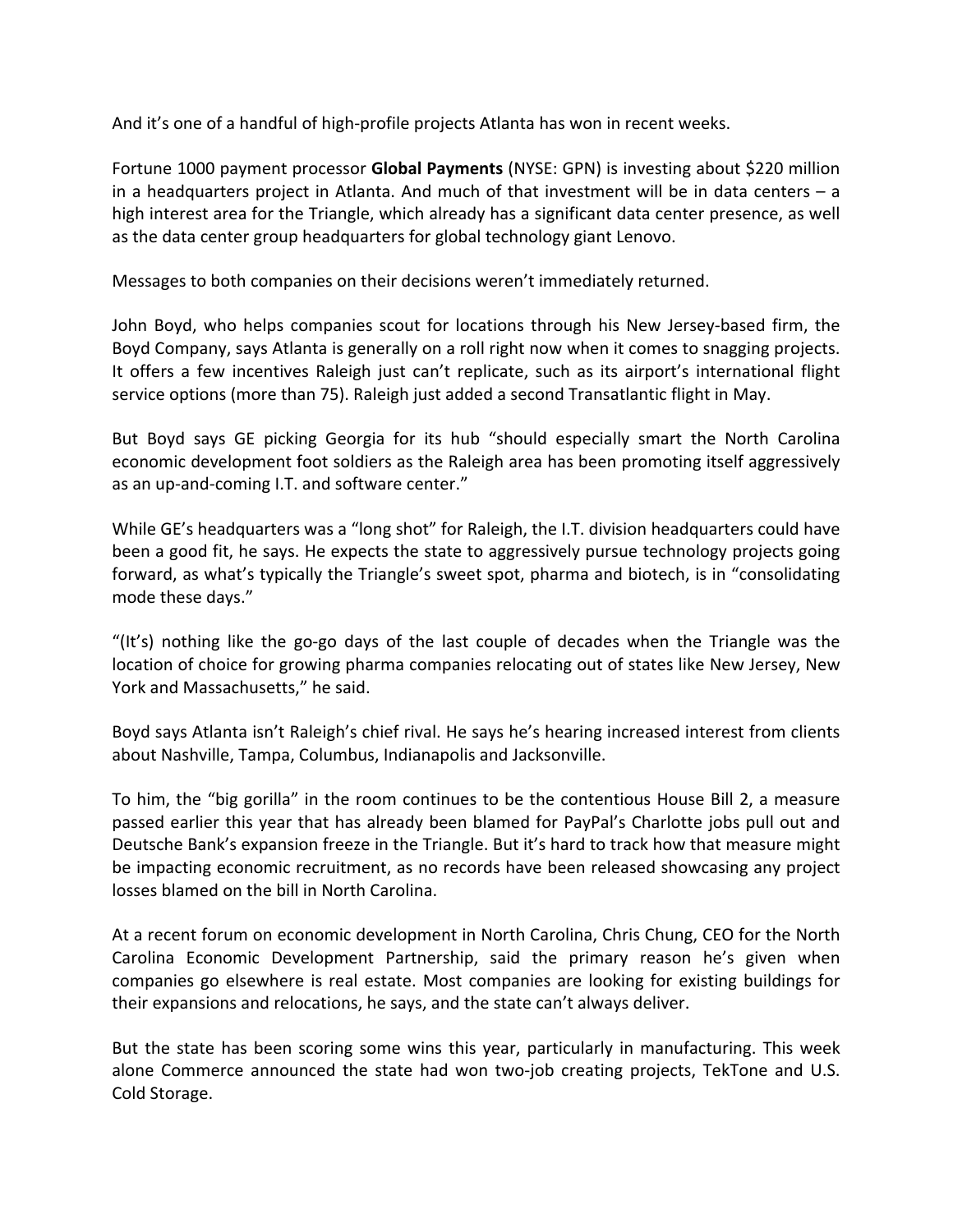And it's one of a handful of high-profile projects Atlanta has won in recent weeks.

Fortune 1000 payment processor **Global Payments** (NYSE: GPN) is investing about $220 million in a headquarters project in Atlanta. And much of that investment will be in data centers – a high interest area for the Triangle, which already has a significant data center presence, as well as the data center group headquarters for global technology giant Lenovo.

Messages to both companies on their decisions weren't immediately returned.

John Boyd, who helps companies scout for locations through his New Jersey-based firm, the Boyd Company, says Atlanta is generally on a roll right now when it comes to snagging projects. It offers a few incentives Raleigh just can't replicate, such as its airport's international flight service options (more than 75). Raleigh just added a second Transatlantic flight in May.

But Boyd says GE picking Georgia for its hub "should especially smart the North Carolina economic development foot soldiers as the Raleigh area has been promoting itself aggressively as an up-and-coming I.T. and software center."

While GE's headquarters was a "long shot" for Raleigh, the I.T. division headquarters could have been a good fit, he says. He expects the state to aggressively pursue technology projects going forward, as what's typically the Triangle's sweet spot, pharma and biotech, is in "consolidating mode these days."

"(It's) nothing like the go-go days of the last couple of decades when the Triangle was the location of choice for growing pharma companies relocating out of states like New Jersey, New York and Massachusetts," he said.

Boyd says Atlanta isn't Raleigh's chief rival. He says he's hearing increased interest from clients about Nashville, Tampa, Columbus, Indianapolis and Jacksonville.

To him, the "big gorilla" in the room continues to be the contentious House Bill 2, a measure passed earlier this year that has already been blamed for PayPal's Charlotte jobs pull out and Deutsche Bank's expansion freeze in the Triangle. But it's hard to track how that measure might be impacting economic recruitment, as no records have been released showcasing any project losses blamed on the bill in North Carolina.

At a recent forum on economic development in North Carolina, Chris Chung, CEO for the North Carolina Economic Development Partnership, said the primary reason he's given when companies go elsewhere is real estate. Most companies are looking for existing buildings for their expansions and relocations, he says, and the state can't always deliver.

But the state has been scoring some wins this year, particularly in manufacturing. This week alone Commerce announced the state had won two-job creating projects, TekTone and U.S. Cold Storage.